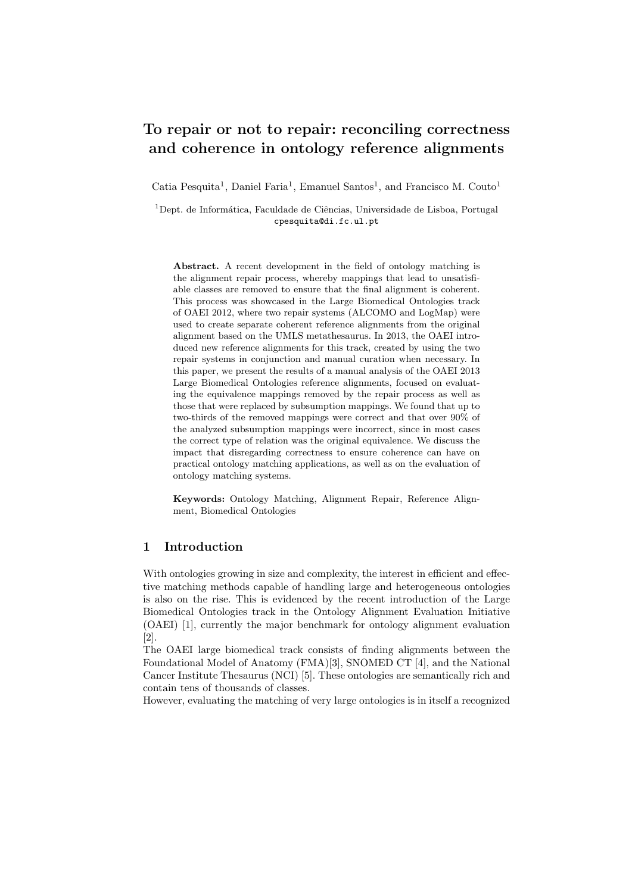# To repair or not to repair: reconciling correctness and coherence in ontology reference alignments

Catia Pesquita[1], Daniel Faria[1], Emanuel Santos[1], and Francisco M. Couto[1]

[1]Dept. de Informática, Faculdade de Ciências, Universidade de Lisboa, Portugal
cpesquita@di.fc.ul.pt

**Abstract.** A recent development in the field of ontology matching is the alignment repair process, whereby mappings that lead to unsatisfiable classes are removed to ensure that the final alignment is coherent. This process was showcased in the Large Biomedical Ontologies track of OAEI 2012, where two repair systems (ALCOMO and LogMap) were used to create separate coherent reference alignments from the original alignment based on the UMLS metathesaurus. In 2013, the OAEI introduced new reference alignments for this track, created by using the two repair systems in conjunction and manual curation when necessary. In this paper, we present the results of a manual analysis of the OAEI 2013 Large Biomedical Ontologies reference alignments, focused on evaluating the equivalence mappings removed by the repair process as well as those that were replaced by subsumption mappings. We found that up to two-thirds of the removed mappings were correct and that over 90% of the analyzed subsumption mappings were incorrect, since in most cases the correct type of relation was the original equivalence. We discuss the impact that disregarding correctness to ensure coherence can have on practical ontology matching applications, as well as on the evaluation of ontology matching systems.

**Keywords:** Ontology Matching, Alignment Repair, Reference Alignment, Biomedical Ontologies

## 1 Introduction

With ontologies growing in size and complexity, the interest in efficient and effective matching methods capable of handling large and heterogeneous ontologies is also on the rise. This is evidenced by the recent introduction of the Large Biomedical Ontologies track in the Ontology Alignment Evaluation Initiative (OAEI) [1], currently the major benchmark for ontology alignment evaluation [2].

The OAEI large biomedical track consists of finding alignments between the Foundational Model of Anatomy (FMA)[3], SNOMED CT [4], and the National Cancer Institute Thesaurus (NCI) [5]. These ontologies are semantically rich and contain tens of thousands of classes.

However, evaluating the matching of very large ontologies is in itself a recognized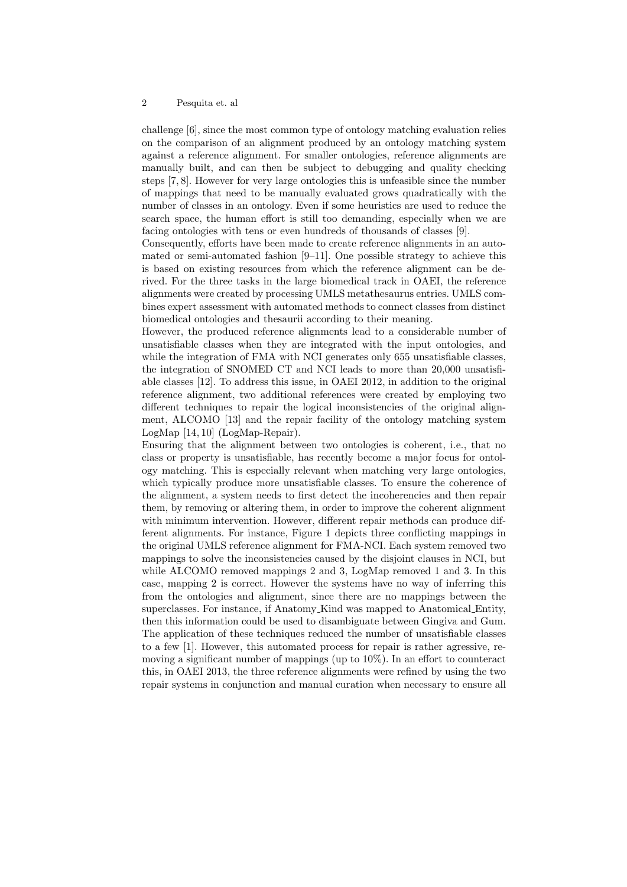challenge [6], since the most common type of ontology matching evaluation relies on the comparison of an alignment produced by an ontology matching system against a reference alignment. For smaller ontologies, reference alignments are manually built, and can then be subject to debugging and quality checking steps [7, 8]. However for very large ontologies this is unfeasible since the number of mappings that need to be manually evaluated grows quadratically with the number of classes in an ontology. Even if some heuristics are used to reduce the search space, the human effort is still too demanding, especially when we are facing ontologies with tens or even hundreds of thousands of classes [9].

Consequently, efforts have been made to create reference alignments in an automated or semi-automated fashion [9–11]. One possible strategy to achieve this is based on existing resources from which the reference alignment can be derived. For the three tasks in the large biomedical track in OAEI, the reference alignments were created by processing UMLS metathesaurus entries. UMLS combines expert assessment with automated methods to connect classes from distinct biomedical ontologies and thesaurii according to their meaning.

However, the produced reference alignments lead to a considerable number of unsatisfiable classes when they are integrated with the input ontologies, and while the integration of FMA with NCI generates only 655 unsatisfiable classes, the integration of SNOMED CT and NCI leads to more than 20,000 unsatisfiable classes [12]. To address this issue, in OAEI 2012, in addition to the original reference alignment, two additional references were created by employing two different techniques to repair the logical inconsistencies of the original alignment, ALCOMO [13] and the repair facility of the ontology matching system LogMap [14, 10] (LogMap-Repair).

Ensuring that the alignment between two ontologies is coherent, i.e., that no class or property is unsatisfiable, has recently become a major focus for ontology matching. This is especially relevant when matching very large ontologies, which typically produce more unsatisfiable classes. To ensure the coherence of the alignment, a system needs to first detect the incoherencies and then repair them, by removing or altering them, in order to improve the coherent alignment with minimum intervention. However, different repair methods can produce different alignments. For instance, Figure 1 depicts three conflicting mappings in the original UMLS reference alignment for FMA-NCI. Each system removed two mappings to solve the inconsistencies caused by the disjoint clauses in NCI, but while ALCOMO removed mappings 2 and 3, LogMap removed 1 and 3. In this case, mapping 2 is correct. However the systems have no way of inferring this from the ontologies and alignment, since there are no mappings between the superclasses. For instance, if Anatomy_Kind was mapped to Anatomical_Entity, then this information could be used to disambiguate between Gingiva and Gum. The application of these techniques reduced the number of unsatisfiable classes to a few [1]. However, this automated process for repair is rather agressive, removing a significant number of mappings (up to 10%). In an effort to counteract this, in OAEI 2013, the three reference alignments were refined by using the two repair systems in conjunction and manual curation when necessary to ensure all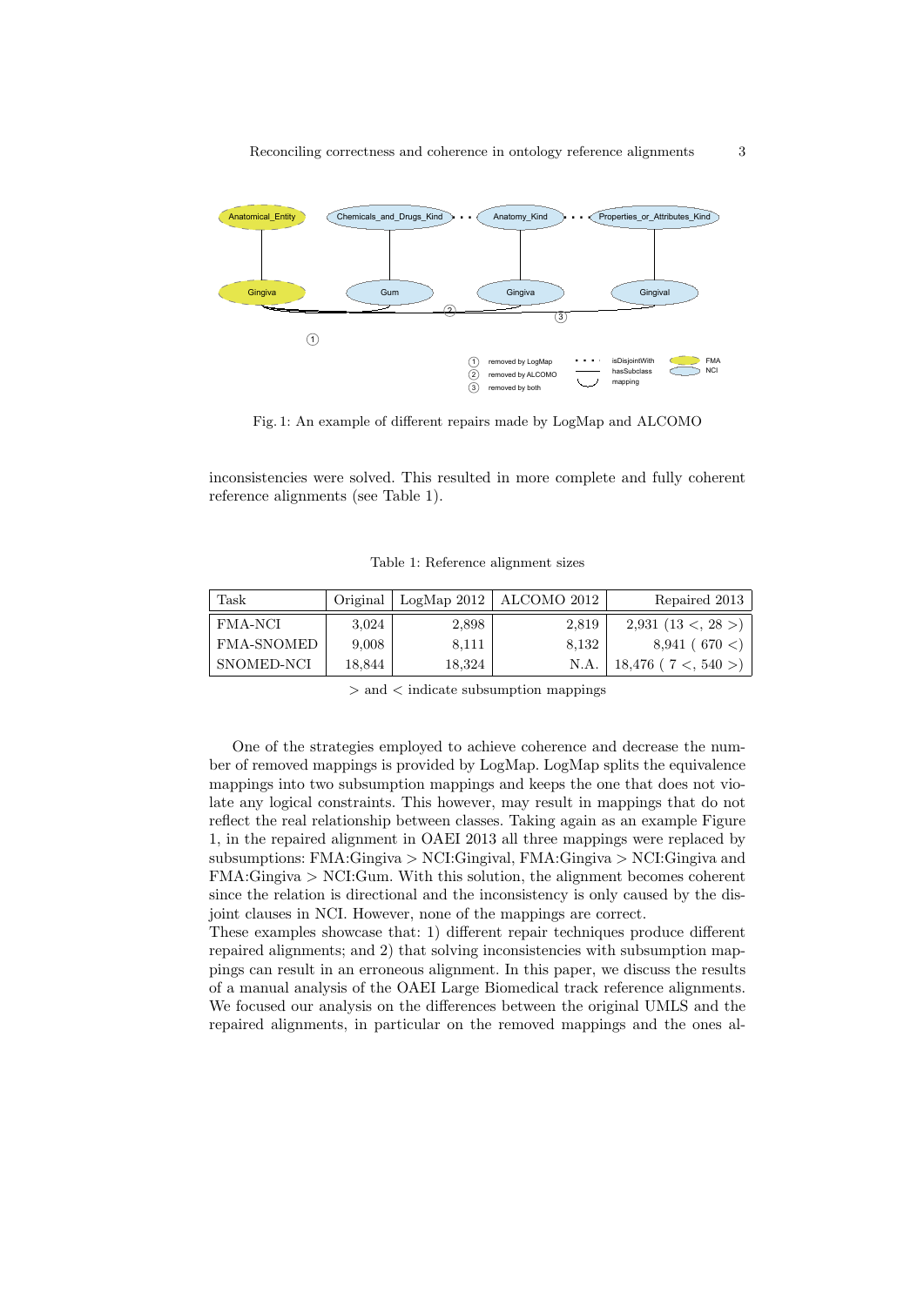Fig. 1: An example of different repairs made by LogMap and ALCOMO

inconsistencies were solved. This resulted in more complete and fully coherent reference alignments (see Table 1).

Table 1: Reference alignment sizes

| Task | Original | LogMap 2012 | ALCOMO 2012 | Repaired 2013 |
|---|---|---|---|---|
| FMA-NCI | 3,024 | 2,898 | 2,819 | 2,931 (13 <, 28 >) |
| FMA-SNOMED | 9,008 | 8,111 | 8,132 | 8,941 ( 670 <) |
| SNOMED-NCI | 18,844 | 18,324 | N.A. | 18,476 ( 7 <, 540 >) |

> and < indicate subsumption mappings

One of the strategies employed to achieve coherence and decrease the number of removed mappings is provided by LogMap. LogMap splits the equivalence mappings into two subsumption mappings and keeps the one that does not violate any logical constraints. This however, may result in mappings that do not reflect the real relationship between classes. Taking again as an example Figure 1, in the repaired alignment in OAEI 2013 all three mappings were replaced by subsumptions: FMA:Gingiva > NCI:Gingival, FMA:Gingiva > NCI:Gingiva and FMA:Gingiva > NCI:Gum. With this solution, the alignment becomes coherent since the relation is directional and the inconsistency is only caused by the disjoint clauses in NCI. However, none of the mappings are correct.
These examples showcase that: 1) different repair techniques produce different repaired alignments; and 2) that solving inconsistencies with subsumption mappings can result in an erroneous alignment. In this paper, we discuss the results of a manual analysis of the OAEI Large Biomedical track reference alignments. We focused our analysis on the differences between the original UMLS and the repaired alignments, in particular on the removed mappings and the ones al-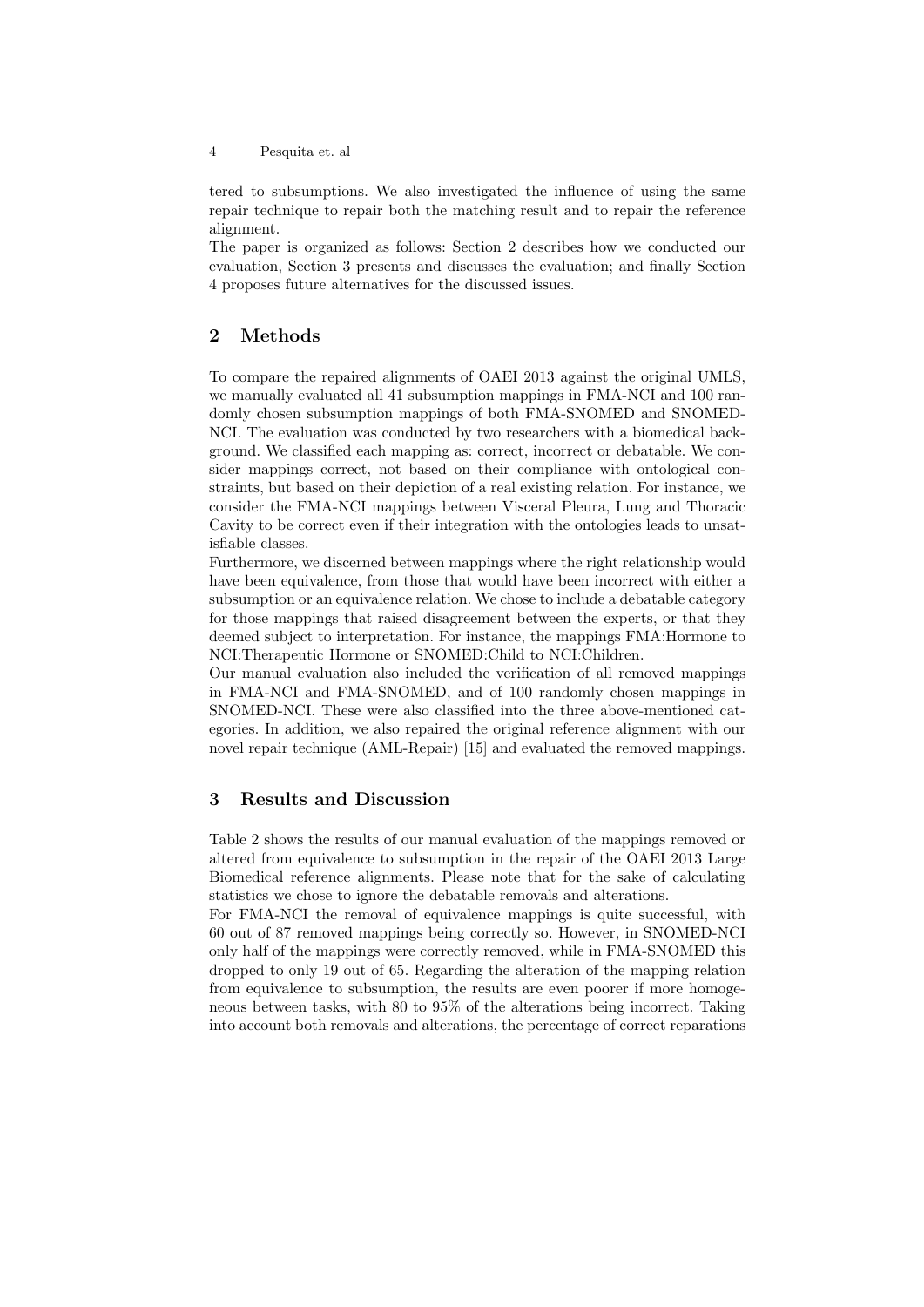tered to subsumptions. We also investigated the influence of using the same repair technique to repair both the matching result and to repair the reference alignment.

The paper is organized as follows: Section 2 describes how we conducted our evaluation, Section 3 presents and discusses the evaluation; and finally Section 4 proposes future alternatives for the discussed issues.

## 2 Methods

To compare the repaired alignments of OAEI 2013 against the original UMLS, we manually evaluated all 41 subsumption mappings in FMA-NCI and 100 randomly chosen subsumption mappings of both FMA-SNOMED and SNOMED-NCI. The evaluation was conducted by two researchers with a biomedical background. We classified each mapping as: correct, incorrect or debatable. We consider mappings correct, not based on their compliance with ontological constraints, but based on their depiction of a real existing relation. For instance, we consider the FMA-NCI mappings between Visceral Pleura, Lung and Thoracic Cavity to be correct even if their integration with the ontologies leads to unsatisfiable classes.

Furthermore, we discerned between mappings where the right relationship would have been equivalence, from those that would have been incorrect with either a subsumption or an equivalence relation. We chose to include a debatable category for those mappings that raised disagreement between the experts, or that they deemed subject to interpretation. For instance, the mappings FMA:Hormone to NCI:Therapeutic_Hormone or SNOMED:Child to NCI:Children.

Our manual evaluation also included the verification of all removed mappings in FMA-NCI and FMA-SNOMED, and of 100 randomly chosen mappings in SNOMED-NCI. These were also classified into the three above-mentioned categories. In addition, we also repaired the original reference alignment with our novel repair technique (AML-Repair) [15] and evaluated the removed mappings.

## 3 Results and Discussion

Table 2 shows the results of our manual evaluation of the mappings removed or altered from equivalence to subsumption in the repair of the OAEI 2013 Large Biomedical reference alignments. Please note that for the sake of calculating statistics we chose to ignore the debatable removals and alterations.

For FMA-NCI the removal of equivalence mappings is quite successful, with 60 out of 87 removed mappings being correctly so. However, in SNOMED-NCI only half of the mappings were correctly removed, while in FMA-SNOMED this dropped to only 19 out of 65. Regarding the alteration of the mapping relation from equivalence to subsumption, the results are even poorer if more homogeneous between tasks, with 80 to 95% of the alterations being incorrect. Taking into account both removals and alterations, the percentage of correct reparations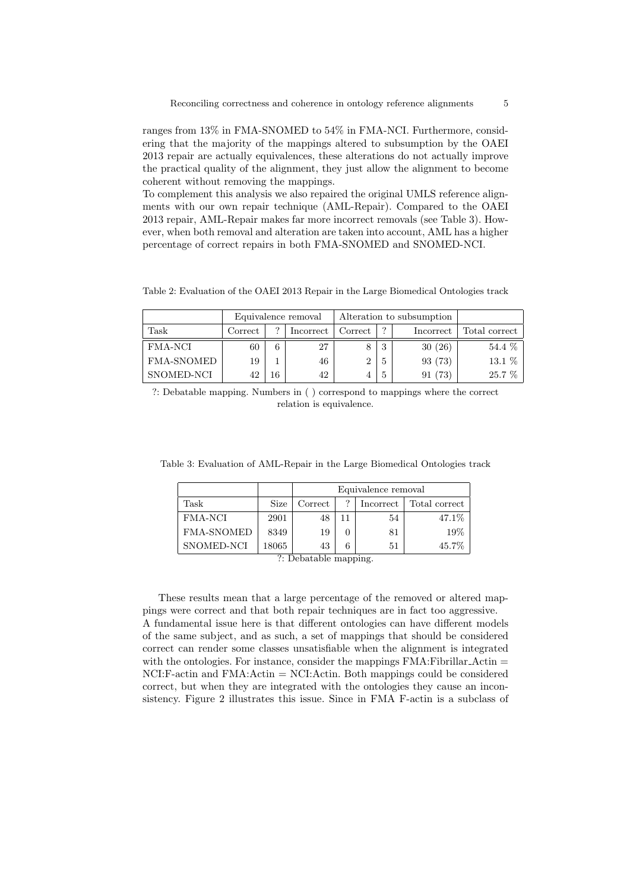ranges from 13% in FMA-SNOMED to 54% in FMA-NCI. Furthermore, considering that the majority of the mappings altered to subsumption by the OAEI 2013 repair are actually equivalences, these alterations do not actually improve the practical quality of the alignment, they just allow the alignment to become coherent without removing the mappings.
To complement this analysis we also repaired the original UMLS reference alignments with our own repair technique (AML-Repair). Compared to the OAEI 2013 repair, AML-Repair makes far more incorrect removals (see Table 3). However, when both removal and alteration are taken into account, AML has a higher percentage of correct repairs in both FMA-SNOMED and SNOMED-NCI.

Table 2: Evaluation of the OAEI 2013 Repair in the Large Biomedical Ontologies track

| | Equivalence removal | | | Alteration to subsumption | | | |
|---|---|---|---|---|---|---|---|
| Task | Correct | ? | Incorrect | Correct | ? | Incorrect | Total correct |
| FMA-NCI | 60 | 6 | 27 | 8 | 3 | 30 (26) | 54.4 % |
| FMA-SNOMED | 19 | 1 | 46 | 2 | 5 | 93 (73) | 13.1 % |
| SNOMED-NCI | 42 | 16 | 42 | 4 | 5 | 91 (73) | 25.7 % |

?: Debatable mapping. Numbers in ( ) correspond to mappings where the correct relation is equivalence.

Table 3: Evaluation of AML-Repair in the Large Biomedical Ontologies track

| | | Equivalence removal | | | |
|---|---|---|---|---|---|
| Task | Size | Correct | ? | Incorrect | Total correct |
| FMA-NCI | 2901 | 48 | 11 | 54 | 47.1% |
| FMA-SNOMED | 8349 | 19 | 0 | 81 | 19% |
| SNOMED-NCI | 18065 | 43 | 6 | 51 | 45.7% |

?: Debatable mapping.

These results mean that a large percentage of the removed or altered mappings were correct and that both repair techniques are in fact too aggressive.
A fundamental issue here is that different ontologies can have different models of the same subject, and as such, a set of mappings that should be considered correct can render some classes unsatisfiable when the alignment is integrated with the ontologies. For instance, consider the mappings FMA:Fibrillar_Actin = NCI:F-actin and FMA:Actin = NCI:Actin. Both mappings could be considered correct, but when they are integrated with the ontologies they cause an inconsistency. Figure 2 illustrates this issue. Since in FMA F-actin is a subclass of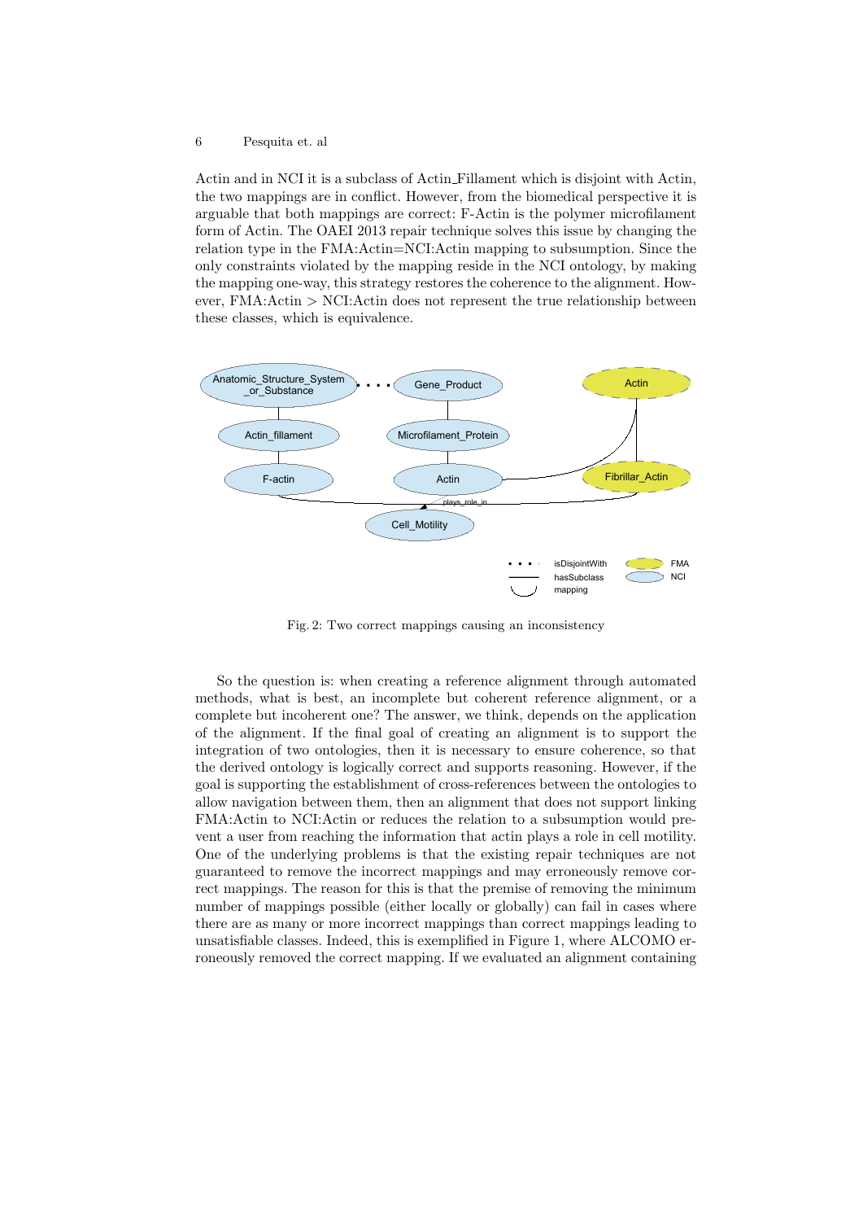Actin and in NCI it is a subclass of Actin_Fillament which is disjoint with Actin, the two mappings are in conflict. However, from the biomedical perspective it is arguable that both mappings are correct: F-Actin is the polymer microfilament form of Actin. The OAEI 2013 repair technique solves this issue by changing the relation type in the FMA:Actin=NCI:Actin mapping to subsumption. Since the only constraints violated by the mapping reside in the NCI ontology, by making the mapping one-way, this strategy restores the coherence to the alignment. However, FMA:Actin > NCI:Actin does not represent the true relationship between these classes, which is equivalence.

Fig. 2: Two correct mappings causing an inconsistency

So the question is: when creating a reference alignment through automated methods, what is best, an incomplete but coherent reference alignment, or a complete but incoherent one? The answer, we think, depends on the application of the alignment. If the final goal of creating an alignment is to support the integration of two ontologies, then it is necessary to ensure coherence, so that the derived ontology is logically correct and supports reasoning. However, if the goal is supporting the establishment of cross-references between the ontologies to allow navigation between them, then an alignment that does not support linking FMA:Actin to NCI:Actin or reduces the relation to a subsumption would prevent a user from reaching the information that actin plays a role in cell motility. One of the underlying problems is that the existing repair techniques are not guaranteed to remove the incorrect mappings and may erroneously remove correct mappings. The reason for this is that the premise of removing the minimum number of mappings possible (either locally or globally) can fail in cases where there are as many or more incorrect mappings than correct mappings leading to unsatisfiable classes. Indeed, this is exemplified in Figure 1, where ALCOMO erroneously removed the correct mapping. If we evaluated an alignment containing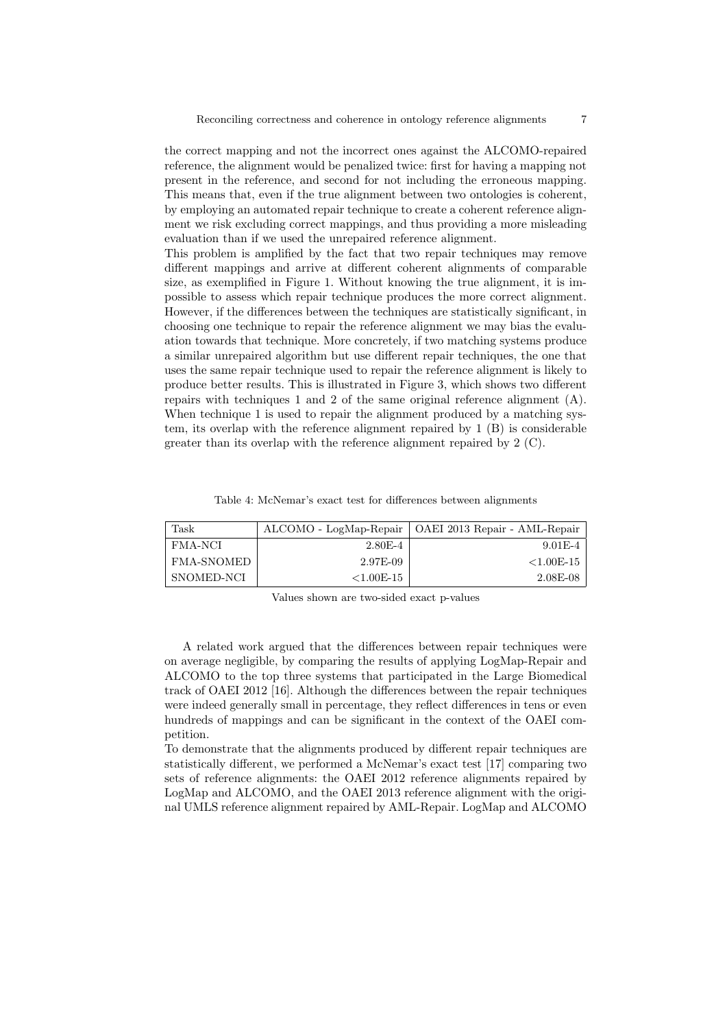the correct mapping and not the incorrect ones against the ALCOMO-repaired reference, the alignment would be penalized twice: first for having a mapping not present in the reference, and second for not including the erroneous mapping. This means that, even if the true alignment between two ontologies is coherent, by employing an automated repair technique to create a coherent reference alignment we risk excluding correct mappings, and thus providing a more misleading evaluation than if we used the unrepaired reference alignment.

This problem is amplified by the fact that two repair techniques may remove different mappings and arrive at different coherent alignments of comparable size, as exemplified in Figure 1. Without knowing the true alignment, it is impossible to assess which repair technique produces the more correct alignment. However, if the differences between the techniques are statistically significant, in choosing one technique to repair the reference alignment we may bias the evaluation towards that technique. More concretely, if two matching systems produce a similar unrepaired algorithm but use different repair techniques, the one that uses the same repair technique used to repair the reference alignment is likely to produce better results. This is illustrated in Figure 3, which shows two different repairs with techniques 1 and 2 of the same original reference alignment (A). When technique 1 is used to repair the alignment produced by a matching system, its overlap with the reference alignment repaired by 1 (B) is considerable greater than its overlap with the reference alignment repaired by 2 (C).

Table 4: McNemar's exact test for differences between alignments

| Task | ALCOMO - LogMap-Repair | OAEI 2013 Repair - AML-Repair |
|---|---|---|
| FMA-NCI | 2.80E-4 | 9.01E-4 |
| FMA-SNOMED | 2.97E-09 | <1.00E-15 |
| SNOMED-NCI | <1.00E-15 | 2.08E-08 |

Values shown are two-sided exact p-values

A related work argued that the differences between repair techniques were on average negligible, by comparing the results of applying LogMap-Repair and ALCOMO to the top three systems that participated in the Large Biomedical track of OAEI 2012 [16]. Although the differences between the repair techniques were indeed generally small in percentage, they reflect differences in tens or even hundreds of mappings and can be significant in the context of the OAEI competition.

To demonstrate that the alignments produced by different repair techniques are statistically different, we performed a McNemar's exact test [17] comparing two sets of reference alignments: the OAEI 2012 reference alignments repaired by LogMap and ALCOMO, and the OAEI 2013 reference alignment with the original UMLS reference alignment repaired by AML-Repair. LogMap and ALCOMO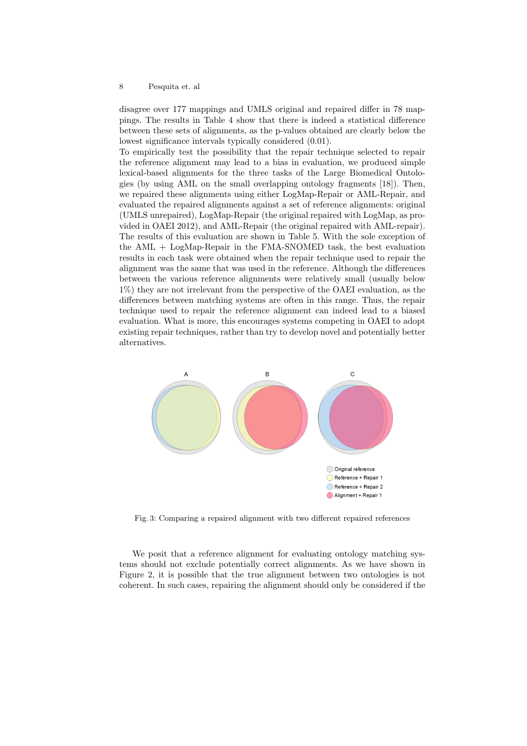disagree over 177 mappings and UMLS original and repaired differ in 78 mappings. The results in Table 4 show that there is indeed a statistical difference between these sets of alignments, as the p-values obtained are clearly below the lowest significance intervals typically considered (0.01).
To empirically test the possibility that the repair technique selected to repair the reference alignment may lead to a bias in evaluation, we produced simple lexical-based alignments for the three tasks of the Large Biomedical Ontologies (by using AML on the small overlapping ontology fragments [18]). Then, we repaired these alignments using either LogMap-Repair or AML-Repair, and evaluated the repaired alignments against a set of reference alignments: original (UMLS unrepaired), LogMap-Repair (the original repaired with LogMap, as provided in OAEI 2012), and AML-Repair (the original repaired with AML-repair). The results of this evaluation are shown in Table 5. With the sole exception of the AML + LogMap-Repair in the FMA-SNOMED task, the best evaluation results in each task were obtained when the repair technique used to repair the alignment was the same that was used in the reference. Although the differences between the various reference alignments were relatively small (usually below 1%) they are not irrelevant from the perspective of the OAEI evaluation, as the differences between matching systems are often in this range. Thus, the repair technique used to repair the reference alignment can indeed lead to a biased evaluation. What is more, this encourages systems competing in OAEI to adopt existing repair techniques, rather than try to develop novel and potentially better alternatives.

Fig. 3: Comparing a repaired alignment with two different repaired references

We posit that a reference alignment for evaluating ontology matching systems should not exclude potentially correct alignments. As we have shown in Figure 2, it is possible that the true alignment between two ontologies is not coherent. In such cases, repairing the alignment should only be considered if the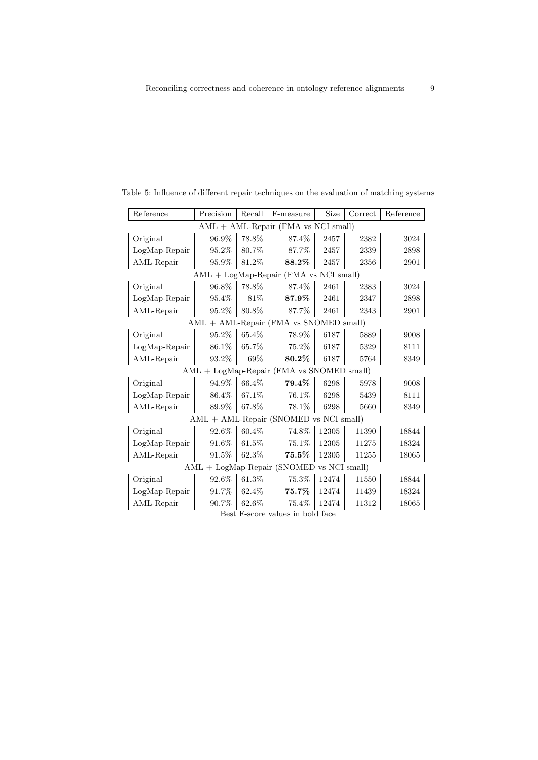Table 5: Influence of different repair techniques on the evaluation of matching systems

| Reference | Precision | Recall | F-measure | Size | Correct | Reference |
|---|---|---|---|---|---|---|
| AML + AML-Repair (FMA vs NCI small) | | | | | | |
| Original | 96.9% | 78.8% | 87.4% | 2457 | 2382 | 3024 |
| LogMap-Repair | 95.2% | 80.7% | 87.7% | 2457 | 2339 | 2898 |
| AML-Repair | 95.9% | 81.2% | **88.2%** | 2457 | 2356 | 2901 |
| AML + LogMap-Repair (FMA vs NCI small) | | | | | | |
| Original | 96.8% | 78.8% | 87.4% | 2461 | 2383 | 3024 |
| LogMap-Repair | 95.4% | 81% | **87.9%** | 2461 | 2347 | 2898 |
| AML-Repair | 95.2% | 80.8% | 87.7% | 2461 | 2343 | 2901 |
| AML + AML-Repair (FMA vs SNOMED small) | | | | | | |
| Original | 95.2% | 65.4% | 78.9% | 6187 | 5889 | 9008 |
| LogMap-Repair | 86.1% | 65.7% | 75.2% | 6187 | 5329 | 8111 |
| AML-Repair | 93.2% | 69% | **80.2%** | 6187 | 5764 | 8349 |
| AML + LogMap-Repair (FMA vs SNOMED small) | | | | | | |
| Original | 94.9% | 66.4% | **79.4%** | 6298 | 5978 | 9008 |
| LogMap-Repair | 86.4% | 67.1% | 76.1% | 6298 | 5439 | 8111 |
| AML-Repair | 89.9% | 67.8% | 78.1% | 6298 | 5660 | 8349 |
| AML + AML-Repair (SNOMED vs NCI small) | | | | | | |
| Original | 92.6% | 60.4% | 74.8% | 12305 | 11390 | 18844 |
| LogMap-Repair | 91.6% | 61.5% | 75.1% | 12305 | 11275 | 18324 |
| AML-Repair | 91.5% | 62.3% | **75.5%** | 12305 | 11255 | 18065 |
| AML + LogMap-Repair (SNOMED vs NCI small) | | | | | | |
| Original | 92.6% | 61.3% | 75.3% | 12474 | 11550 | 18844 |
| LogMap-Repair | 91.7% | 62.4% | **75.7%** | 12474 | 11439 | 18324 |
| AML-Repair | 90.7% | 62.6% | 75.4% | 12474 | 11312 | 18065 |

Best F-score values in bold face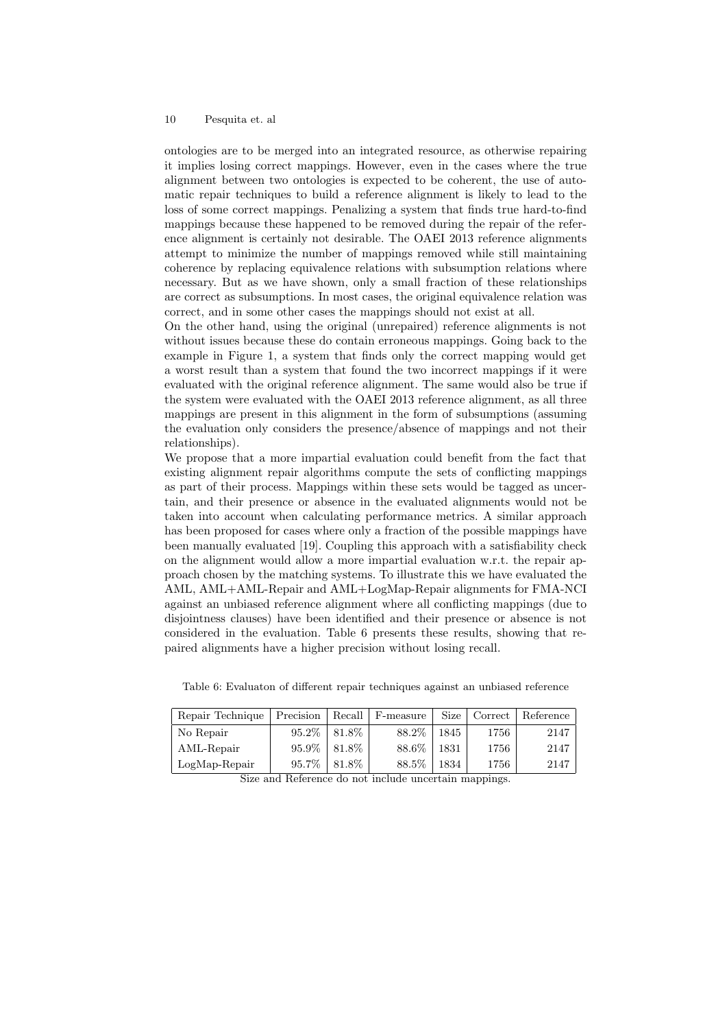ontologies are to be merged into an integrated resource, as otherwise repairing it implies losing correct mappings. However, even in the cases where the true alignment between two ontologies is expected to be coherent, the use of automatic repair techniques to build a reference alignment is likely to lead to the loss of some correct mappings. Penalizing a system that finds true hard-to-find mappings because these happened to be removed during the repair of the reference alignment is certainly not desirable. The OAEI 2013 reference alignments attempt to minimize the number of mappings removed while still maintaining coherence by replacing equivalence relations with subsumption relations where necessary. But as we have shown, only a small fraction of these relationships are correct as subsumptions. In most cases, the original equivalence relation was correct, and in some other cases the mappings should not exist at all.

On the other hand, using the original (unrepaired) reference alignments is not without issues because these do contain erroneous mappings. Going back to the example in Figure 1, a system that finds only the correct mapping would get a worst result than a system that found the two incorrect mappings if it were evaluated with the original reference alignment. The same would also be true if the system were evaluated with the OAEI 2013 reference alignment, as all three mappings are present in this alignment in the form of subsumptions (assuming the evaluation only considers the presence/absence of mappings and not their relationships).

We propose that a more impartial evaluation could benefit from the fact that existing alignment repair algorithms compute the sets of conflicting mappings as part of their process. Mappings within these sets would be tagged as uncertain, and their presence or absence in the evaluated alignments would not be taken into account when calculating performance metrics. A similar approach has been proposed for cases where only a fraction of the possible mappings have been manually evaluated [19]. Coupling this approach with a satisfiability check on the alignment would allow a more impartial evaluation w.r.t. the repair approach chosen by the matching systems. To illustrate this we have evaluated the AML, AML+AML-Repair and AML+LogMap-Repair alignments for FMA-NCI against an unbiased reference alignment where all conflicting mappings (due to disjointness clauses) have been identified and their presence or absence is not considered in the evaluation. Table 6 presents these results, showing that repaired alignments have a higher precision without losing recall.

Table 6: Evaluaton of different repair techniques against an unbiased reference

| Repair Technique | Precision | Recall | F-measure | Size | Correct | Reference |
|---|---|---|---|---|---|---|
| No Repair | 95.2% | 81.8% | 88.2% | 1845 | 1756 | 2147 |
| AML-Repair | 95.9% | 81.8% | 88.6% | 1831 | 1756 | 2147 |
| LogMap-Repair | 95.7% | 81.8% | 88.5% | 1834 | 1756 | 2147 |

Size and Reference do not include uncertain mappings.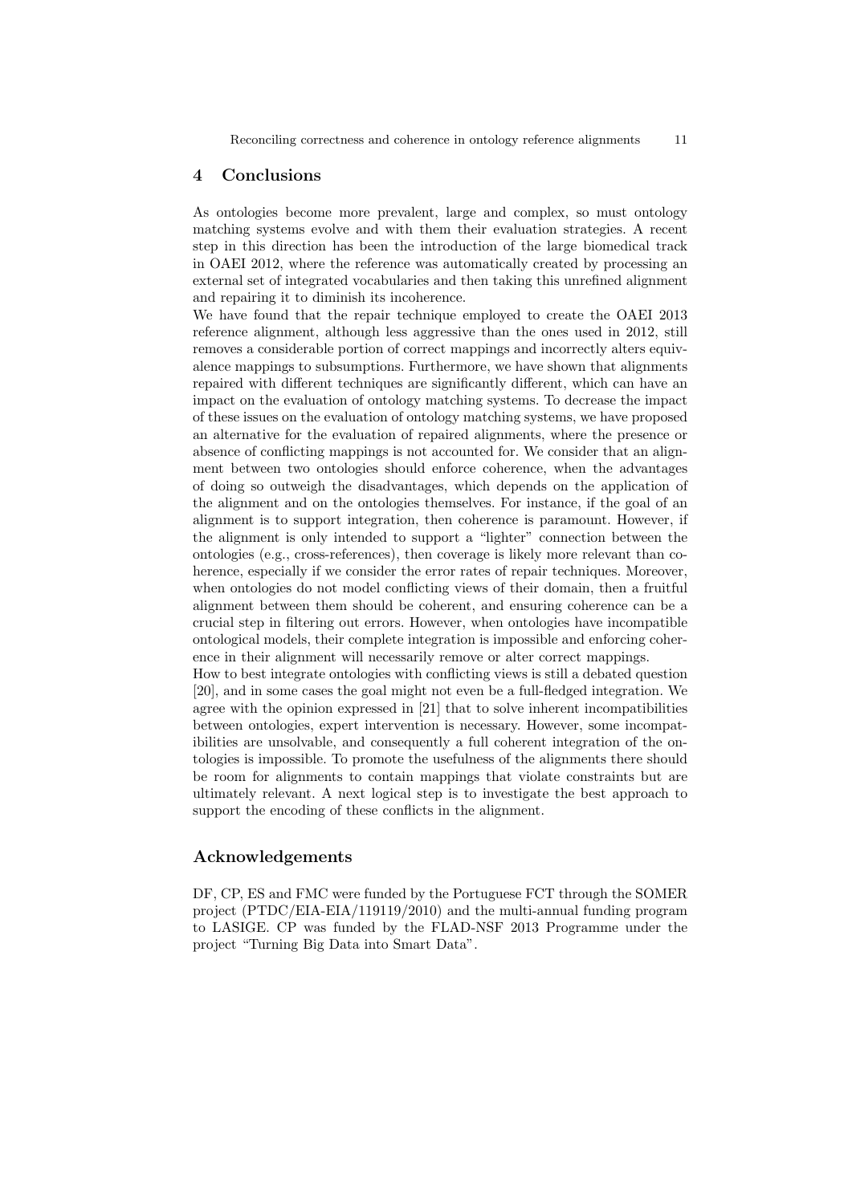## 4 Conclusions

As ontologies become more prevalent, large and complex, so must ontology matching systems evolve and with them their evaluation strategies. A recent step in this direction has been the introduction of the large biomedical track in OAEI 2012, where the reference was automatically created by processing an external set of integrated vocabularies and then taking this unrefined alignment and repairing it to diminish its incoherence.

We have found that the repair technique employed to create the OAEI 2013 reference alignment, although less aggressive than the ones used in 2012, still removes a considerable portion of correct mappings and incorrectly alters equivalence mappings to subsumptions. Furthermore, we have shown that alignments repaired with different techniques are significantly different, which can have an impact on the evaluation of ontology matching systems. To decrease the impact of these issues on the evaluation of ontology matching systems, we have proposed an alternative for the evaluation of repaired alignments, where the presence or absence of conflicting mappings is not accounted for. We consider that an alignment between two ontologies should enforce coherence, when the advantages of doing so outweigh the disadvantages, which depends on the application of the alignment and on the ontologies themselves. For instance, if the goal of an alignment is to support integration, then coherence is paramount. However, if the alignment is only intended to support a "lighter" connection between the ontologies (e.g., cross-references), then coverage is likely more relevant than coherence, especially if we consider the error rates of repair techniques. Moreover, when ontologies do not model conflicting views of their domain, then a fruitful alignment between them should be coherent, and ensuring coherence can be a crucial step in filtering out errors. However, when ontologies have incompatible ontological models, their complete integration is impossible and enforcing coherence in their alignment will necessarily remove or alter correct mappings.

How to best integrate ontologies with conflicting views is still a debated question [20], and in some cases the goal might not even be a full-fledged integration. We agree with the opinion expressed in [21] that to solve inherent incompatibilities between ontologies, expert intervention is necessary. However, some incompatibilities are unsolvable, and consequently a full coherent integration of the ontologies is impossible. To promote the usefulness of the alignments there should be room for alignments to contain mappings that violate constraints but are ultimately relevant. A next logical step is to investigate the best approach to support the encoding of these conflicts in the alignment.

## Acknowledgements

DF, CP, ES and FMC were funded by the Portuguese FCT through the SOMER project (PTDC/EIA-EIA/119119/2010) and the multi-annual funding program to LASIGE. CP was funded by the FLAD-NSF 2013 Programme under the project "Turning Big Data into Smart Data".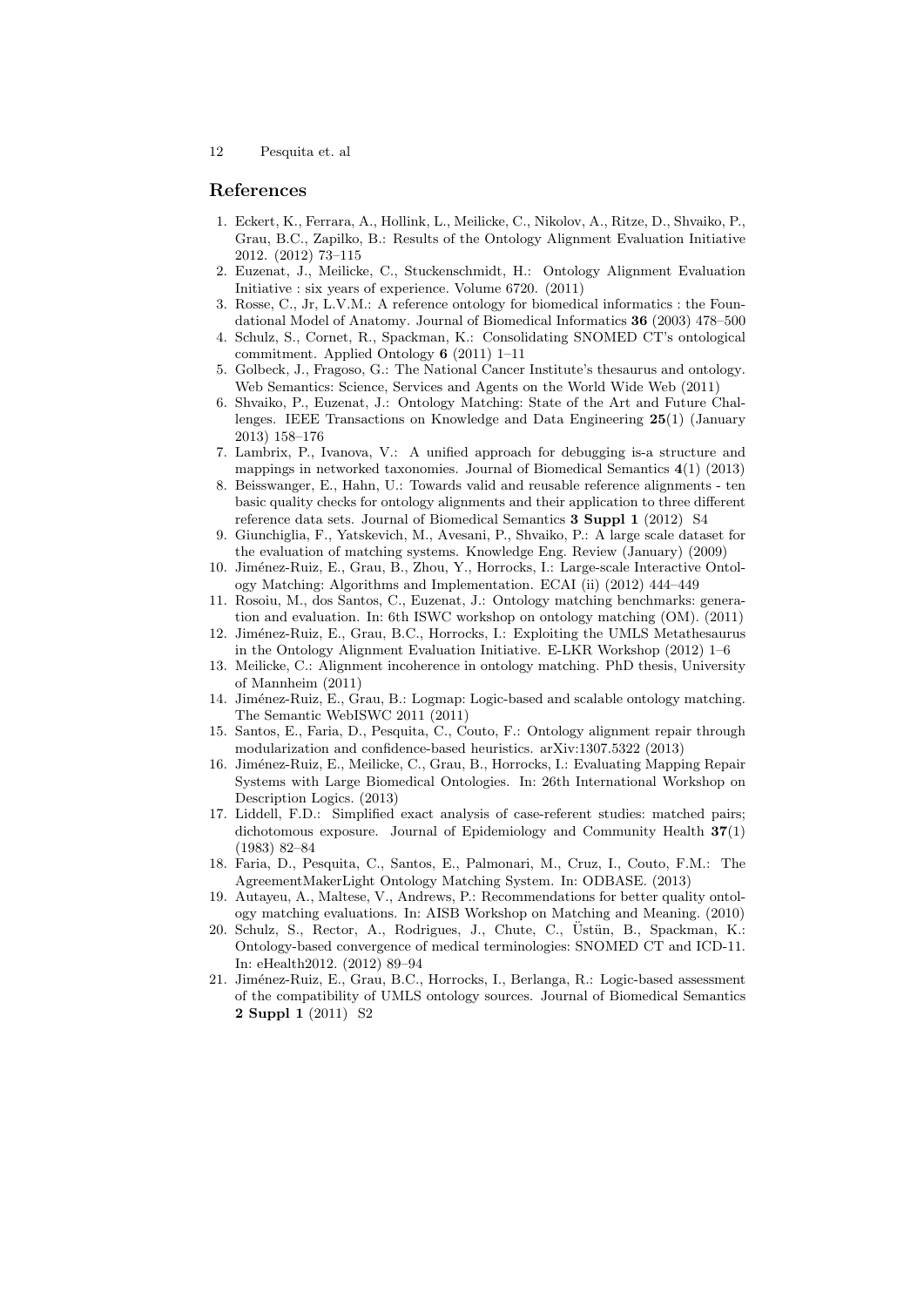## References

1. Eckert, K., Ferrara, A., Hollink, L., Meilicke, C., Nikolov, A., Ritze, D., Shvaiko, P., Grau, B.C., Zapilko, B.: Results of the Ontology Alignment Evaluation Initiative 2012. (2012) 73–115
2. Euzenat, J., Meilicke, C., Stuckenschmidt, H.: Ontology Alignment Evaluation Initiative : six years of experience. Volume 6720. (2011)
3. Rosse, C., Jr, L.V.M.: A reference ontology for biomedical informatics : the Foundational Model of Anatomy. Journal of Biomedical Informatics **36** (2003) 478–500
4. Schulz, S., Cornet, R., Spackman, K.: Consolidating SNOMED CT's ontological commitment. Applied Ontology **6** (2011) 1–11
5. Golbeck, J., Fragoso, G.: The National Cancer Institute's thesaurus and ontology. Web Semantics: Science, Services and Agents on the World Wide Web (2011)
6. Shvaiko, P., Euzenat, J.: Ontology Matching: State of the Art and Future Challenges. IEEE Transactions on Knowledge and Data Engineering **25**(1) (January 2013) 158–176
7. Lambrix, P., Ivanova, V.: A unified approach for debugging is-a structure and mappings in networked taxonomies. Journal of Biomedical Semantics **4**(1) (2013)
8. Beisswanger, E., Hahn, U.: Towards valid and reusable reference alignments - ten basic quality checks for ontology alignments and their application to three different reference data sets. Journal of Biomedical Semantics **3 Suppl 1** (2012) S4
9. Giunchiglia, F., Yatskevich, M., Avesani, P., Shvaiko, P.: A large scale dataset for the evaluation of matching systems. Knowledge Eng. Review (January) (2009)
10. Jiménez-Ruiz, E., Grau, B., Zhou, Y., Horrocks, I.: Large-scale Interactive Ontology Matching: Algorithms and Implementation. ECAI (ii) (2012) 444–449
11. Rosoiu, M., dos Santos, C., Euzenat, J.: Ontology matching benchmarks: generation and evaluation. In: 6th ISWC workshop on ontology matching (OM). (2011)
12. Jiménez-Ruiz, E., Grau, B.C., Horrocks, I.: Exploiting the UMLS Metathesaurus in the Ontology Alignment Evaluation Initiative. E-LKR Workshop (2012) 1–6
13. Meilicke, C.: Alignment incoherence in ontology matching. PhD thesis, University of Mannheim (2011)
14. Jiménez-Ruiz, E., Grau, B.: Logmap: Logic-based and scalable ontology matching. The Semantic WebISWC 2011 (2011)
15. Santos, E., Faria, D., Pesquita, C., Couto, F.: Ontology alignment repair through modularization and confidence-based heuristics. arXiv:1307.5322 (2013)
16. Jiménez-Ruiz, E., Meilicke, C., Grau, B., Horrocks, I.: Evaluating Mapping Repair Systems with Large Biomedical Ontologies. In: 26th International Workshop on Description Logics. (2013)
17. Liddell, F.D.: Simplified exact analysis of case-referent studies: matched pairs; dichotomous exposure. Journal of Epidemiology and Community Health **37**(1) (1983) 82–84
18. Faria, D., Pesquita, C., Santos, E., Palmonari, M., Cruz, I., Couto, F.M.: The AgreementMakerLight Ontology Matching System. In: ODBASE. (2013)
19. Autayeu, A., Maltese, V., Andrews, P.: Recommendations for better quality ontology matching evaluations. In: AISB Workshop on Matching and Meaning. (2010)
20. Schulz, S., Rector, A., Rodrigues, J., Chute, C., Üstün, B., Spackman, K.: Ontology-based convergence of medical terminologies: SNOMED CT and ICD-11. In: eHealth2012. (2012) 89–94
21. Jiménez-Ruiz, E., Grau, B.C., Horrocks, I., Berlanga, R.: Logic-based assessment of the compatibility of UMLS ontology sources. Journal of Biomedical Semantics **2 Suppl 1** (2011) S2